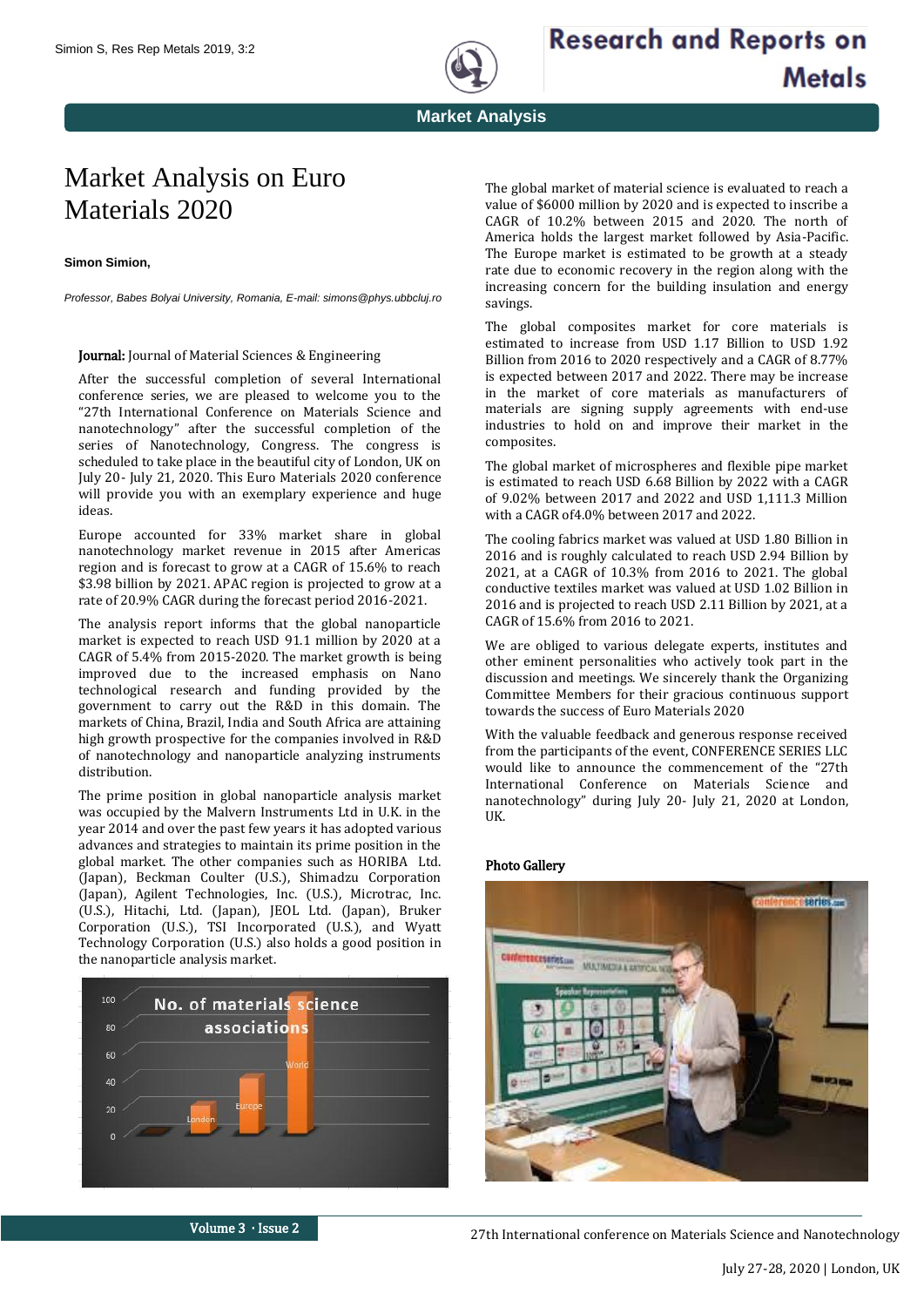# Market Analysis on Euro Materials 2020

**Simon Simion,**

*Professor, Babes Bolyai University, Romania, E-mail: simons@phys.ubbcluj.ro*

**Journal:** Journal of Material Sciences & Engineering

After the successful completion of several International conference series, we are pleased to welcome you to the "27th International Conference on Materials Science and nanotechnology" after the successful completion of the series of Nanotechnology, Congress. The congress is scheduled to take place in the beautiful city of London, UK on July 20- July 21, 2020. This Euro Materials 2020 conference will provide you with an exemplary experience and huge ideas.

Europe accounted for 33% market share in global nanotechnology market revenue in 2015 after Americas region and is forecast to grow at a CAGR of 15.6% to reach $3.98 billion by 2021. APAC region is projected to grow at a rate of 20.9% CAGR during the forecast period 2016-2021.

The analysis report informs that the global nanoparticle market is expected to reach USD 91.1 million by 2020 at a CAGR of 5.4% from 2015-2020. The market growth is being improved due to the increased emphasis on Nano technological research and funding provided by the government to carry out the R&D in this domain. The markets of China, Brazil, India and South Africa are attaining high growth prospective for the companies involved in R&D of nanotechnology and nanoparticle analyzing instruments distribution.

The prime position in global nanoparticle analysis market was occupied by the Malvern Instruments Ltd in U.K. in the year 2014 and over the past few years it has adopted various advances and strategies to maintain its prime position in the global market. The other companies such as HORIBA Ltd. (Japan), Beckman Coulter (U.S.), Shimadzu Corporation (Japan), Agilent Technologies, Inc. (U.S.), Microtrac, Inc. (U.S.), Hitachi, Ltd. (Japan), JEOL Ltd. (Japan), Bruker Corporation (U.S.), TSI Incorporated (U.S.), and Wyatt Technology Corporation (U.S.) also holds a good position in the nanoparticle analysis market.

The global market of material science is evaluated to reach a value of $6000 million by 2020 and is expected to inscribe a CAGR of 10.2% between 2015 and 2020. The north of America holds the largest market followed by Asia-Pacific. The Europe market is estimated to be growth at a steady rate due to economic recovery in the region along with the increasing concern for the building insulation and energy savings.

The global composites market for core materials is estimated to increase from USD 1.17 Billion to USD 1.92 Billion from 2016 to 2020 respectively and a CAGR of 8.77% is expected between 2017 and 2022. There may be increase in the market of core materials as manufacturers of materials are signing supply agreements with end-use industries to hold on and improve their market in the composites.

The global market of microspheres and flexible pipe market is estimated to reach USD 6.68 Billion by 2022 with a CAGR of 9.02% between 2017 and 2022 and USD 1,111.3 Million with a CAGR of4.0% between 2017 and 2022.

The cooling fabrics market was valued at USD 1.80 Billion in 2016 and is roughly calculated to reach USD 2.94 Billion by 2021, at a CAGR of 10.3% from 2016 to 2021. The global conductive textiles market was valued at USD 1.02 Billion in 2016 and is projected to reach USD 2.11 Billion by 2021, at a CAGR of 15.6% from 2016 to 2021.

We are obliged to various delegate experts, institutes and other eminent personalities who actively took part in the discussion and meetings. We sincerely thank the Organizing Committee Members for their gracious continuous support towards the success of Euro Materials 2020

With the valuable feedback and generous response received from the participants of the event, CONFERENCE SERIES LLC would like to announce the commencement of the "27th International Conference on Materials Science and nanotechnology" during July 20- July 21, 2020 at London, UK.

**Photo Gallery**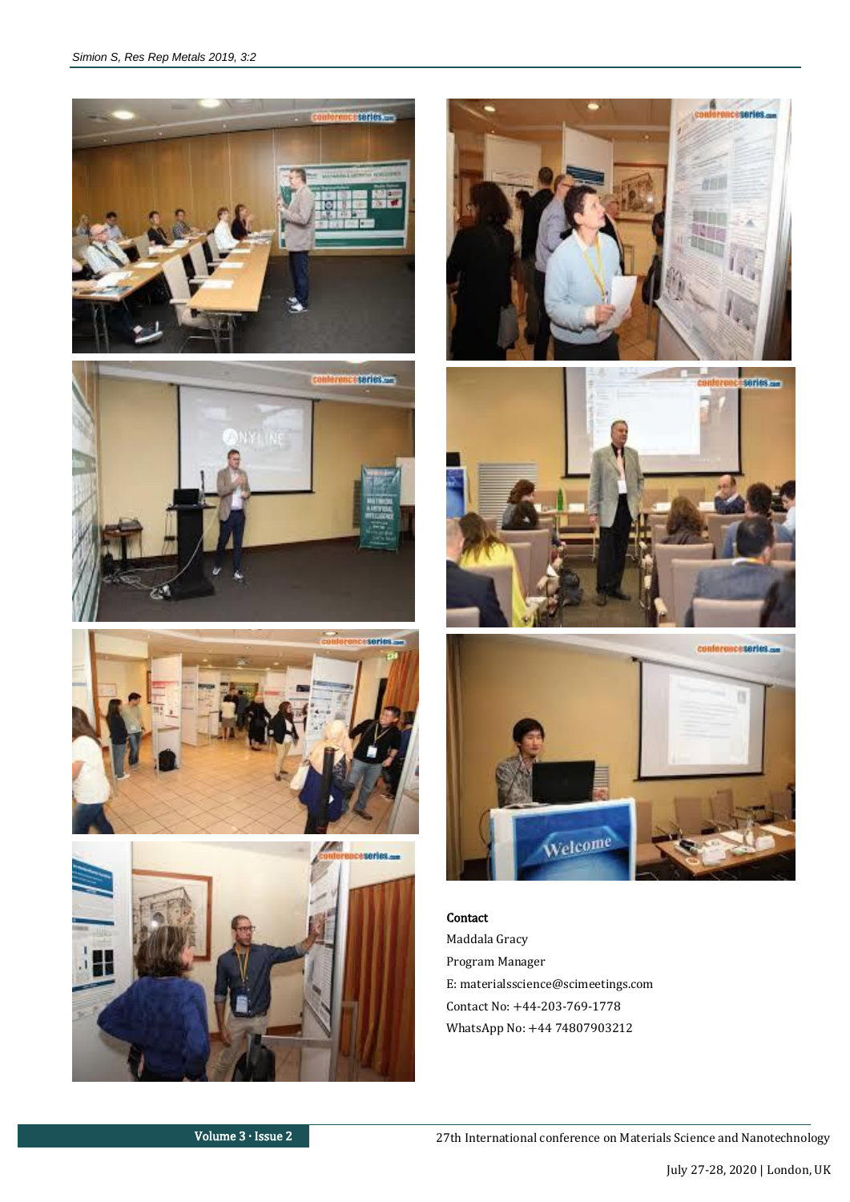**Contact**

Maddala Gracy

Program Manager

E: materialsscience@scimeetings.com

Contact No: +44-203-769-1778

WhatsApp No: +44 74807903212